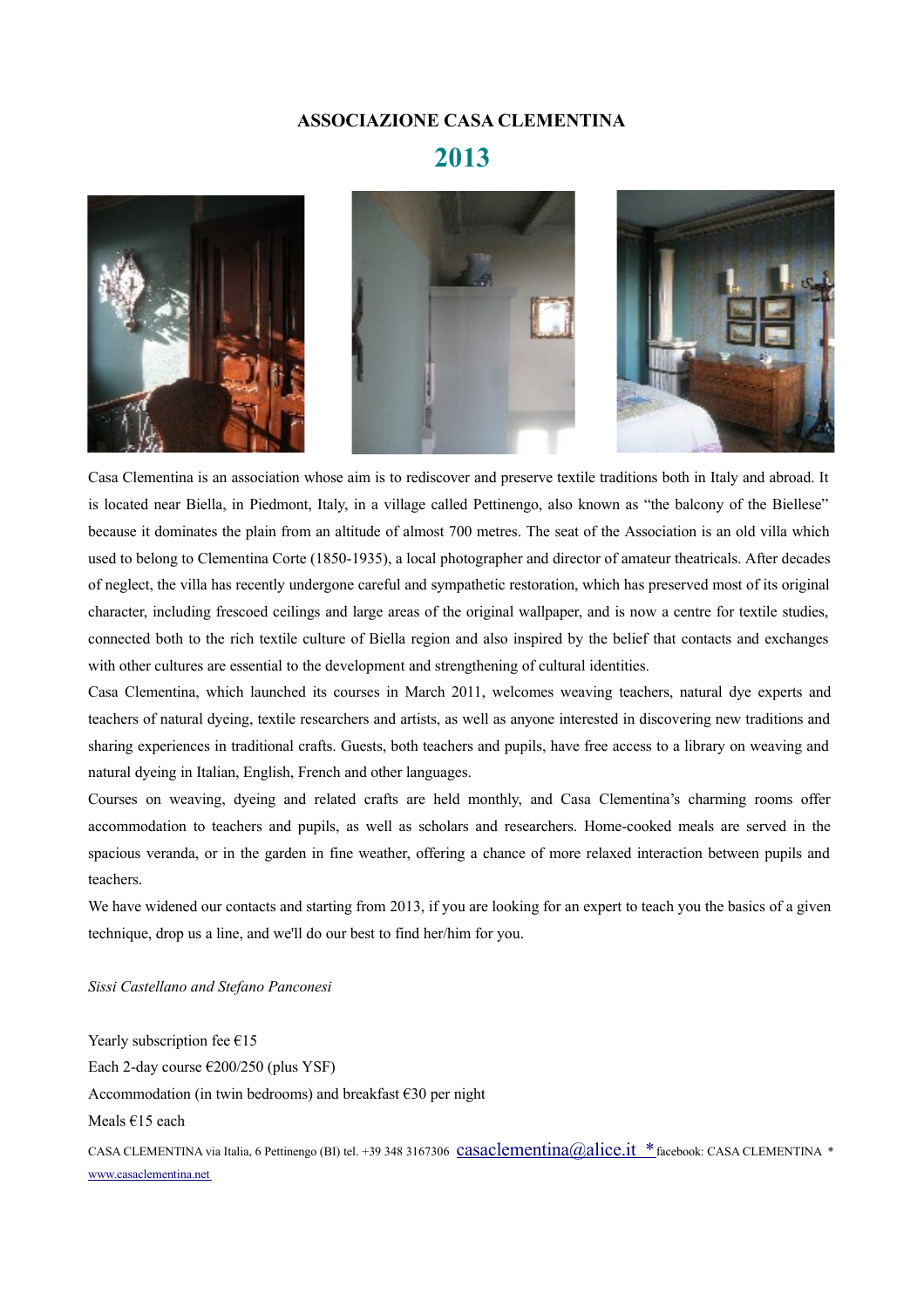# ASSOCIAZIONE CASA CLEMENTINA

## 2013

Casa Clementina is an association whose aim is to rediscover and preserve textile traditions both in Italy and abroad. It is located near Biella, in Piedmont, Italy, in a village called Pettinengo, also known as "the balcony of the Biellese" because it dominates the plain from an altitude of almost 700 metres. The seat of the Association is an old villa which used to belong to Clementina Corte (1850-1935), a local photographer and director of amateur theatricals. After decades of neglect, the villa has recently undergone careful and sympathetic restoration, which has preserved most of its original character, including frescoed ceilings and large areas of the original wallpaper, and is now a centre for textile studies, connected both to the rich textile culture of Biella region and also inspired by the belief that contacts and exchanges with other cultures are essential to the development and strengthening of cultural identities.

Casa Clementina, which launched its courses in March 2011, welcomes weaving teachers, natural dye experts and teachers of natural dyeing, textile researchers and artists, as well as anyone interested in discovering new traditions and sharing experiences in traditional crafts. Guests, both teachers and pupils, have free access to a library on weaving and natural dyeing in Italian, English, French and other languages.

Courses on weaving, dyeing and related crafts are held monthly, and Casa Clementina's charming rooms offer accommodation to teachers and pupils, as well as scholars and researchers. Home-cooked meals are served in the spacious veranda, or in the garden in fine weather, offering a chance of more relaxed interaction between pupils and teachers.

We have widened our contacts and starting from 2013, if you are looking for an expert to teach you the basics of a given technique, drop us a line, and we'll do our best to find her/him for you.

*Sissi Castellano and Stefano Panconesi*

Yearly subscription fee €15

Each 2-day course €200/250 (plus YSF)

Accommodation (in twin bedrooms) and breakfast €30 per night

Meals €15 each

CASA CLEMENTINA via Italia, 6 Pettinengo (BI) tel. +39 348 3167306 casaclementina@alice.it * facebook: CASA CLEMENTINA * www.casaclementina.net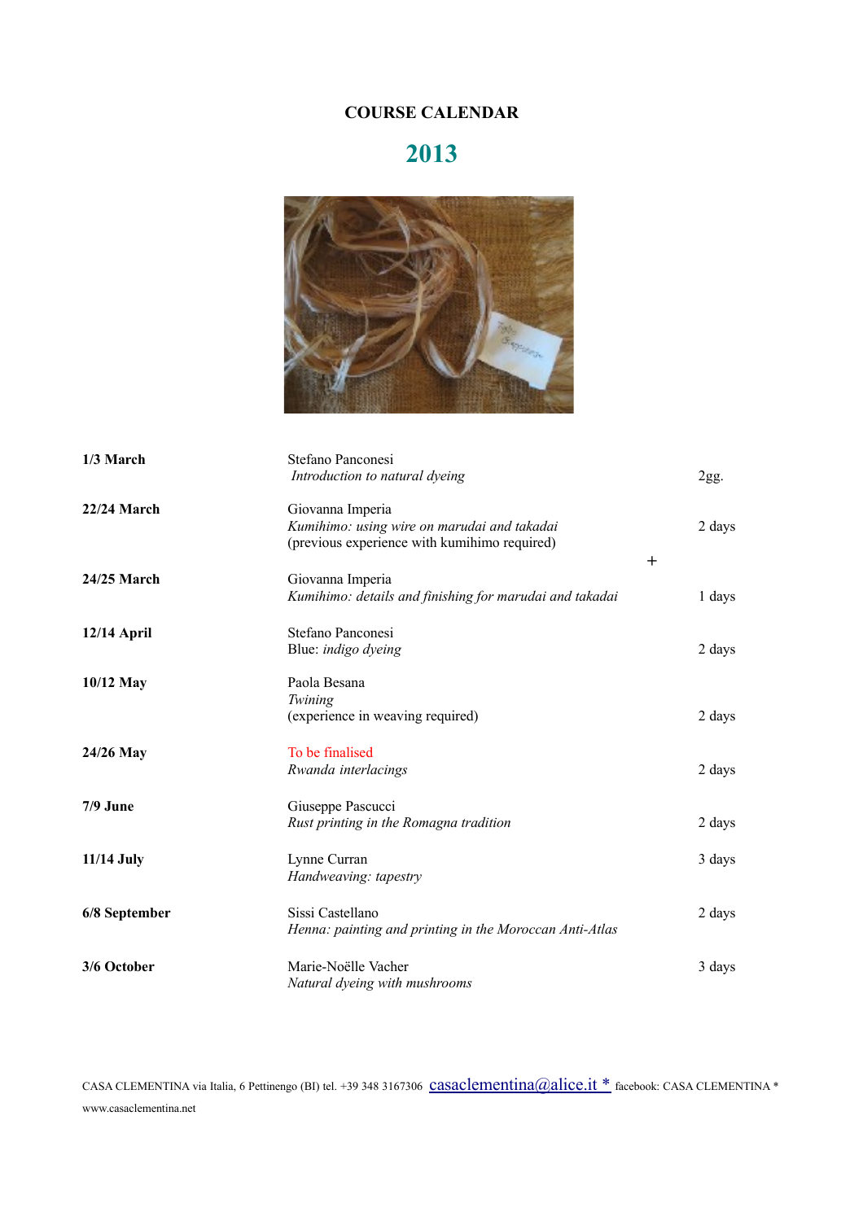**COURSE CALENDAR**

# 2013

| | | |
|---|---|---|
| **1/3 March** | Stefano Panconesi<br>*Introduction to natural dyeing* | 2gg. |
| **22/24 March** | Giovanna Imperia<br>*Kumihimo: using wire on marudai and takadai*<br>(previous experience with kumihimo required) | 2 days |
| | + | |
| **24/25 March** | Giovanna Imperia<br>*Kumihimo: details and finishing for marudai and takadai* | 1 days |
| **12/14 April** | Stefano Panconesi<br>Blue: *indigo dyeing* | 2 days |
| **10/12 May** | Paola Besana<br>*Twining*<br>(experience in weaving required) | 2 days |
| **24/26 May** | To be finalised<br>*Rwanda interlacings* | 2 days |
| **7/9 June** | Giuseppe Pascucci<br>*Rust printing in the Romagna tradition* | 2 days |
| **11/14 July** | Lynne Curran<br>*Handweaving: tapestry* | 3 days |
| **6/8 September** | Sissi Castellano<br>*Henna: painting and printing in the Moroccan Anti-Atlas* | 2 days |
| **3/6 October** | Marie-Noëlle Vacher<br>*Natural dyeing with mushrooms* | 3 days |

CASA CLEMENTINA via Italia, 6 Pettinengo (BI) tel. +39 348 3167306 casaclementina@alice.it * facebook: CASA CLEMENTINA * www.casaclementina.net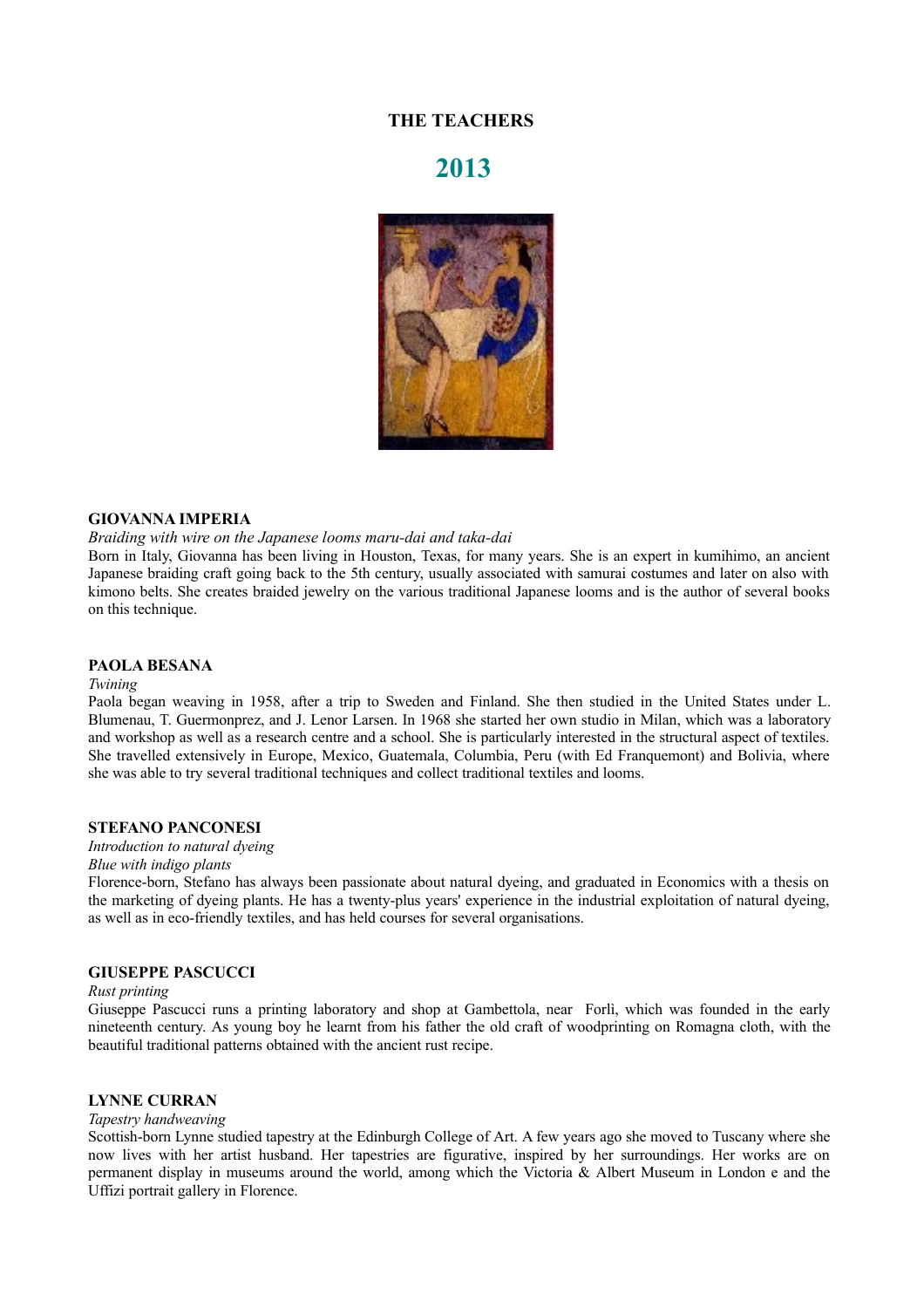# THE TEACHERS

## 2013

### GIOVANNA IMPERIA

*Braiding with wire on the Japanese looms maru-dai and taka-dai*

Born in Italy, Giovanna has been living in Houston, Texas, for many years. She is an expert in kumihimo, an ancient Japanese braiding craft going back to the 5th century, usually associated with samurai costumes and later on also with kimono belts. She creates braided jewelry on the various traditional Japanese looms and is the author of several books on this technique.

### PAOLA BESANA

*Twining*

Paola began weaving in 1958, after a trip to Sweden and Finland. She then studied in the United States under L. Blumenau, T. Guermonprez, and J. Lenor Larsen. In 1968 she started her own studio in Milan, which was a laboratory and workshop as well as a research centre and a school. She is particularly interested in the structural aspect of textiles. She travelled extensively in Europe, Mexico, Guatemala, Columbia, Peru (with Ed Franquemont) and Bolivia, where she was able to try several traditional techniques and collect traditional textiles and looms.

### STEFANO PANCONESI

*Introduction to natural dyeing*

*Blue with indigo plants*

Florence-born, Stefano has always been passionate about natural dyeing, and graduated in Economics with a thesis on the marketing of dyeing plants. He has a twenty-plus years' experience in the industrial exploitation of natural dyeing, as well as in eco-friendly textiles, and has held courses for several organisations.

### GIUSEPPE PASCUCCI

*Rust printing*

Giuseppe Pascucci runs a printing laboratory and shop at Gambettola, near Forlì, which was founded in the early nineteenth century. As young boy he learnt from his father the old craft of woodprinting on Romagna cloth, with the beautiful traditional patterns obtained with the ancient rust recipe.

### LYNNE CURRAN

*Tapestry handweaving*

Scottish-born Lynne studied tapestry at the Edinburgh College of Art. A few years ago she moved to Tuscany where she now lives with her artist husband. Her tapestries are figurative, inspired by her surroundings. Her works are on permanent display in museums around the world, among which the Victoria & Albert Museum in London e and the Uffizi portrait gallery in Florence.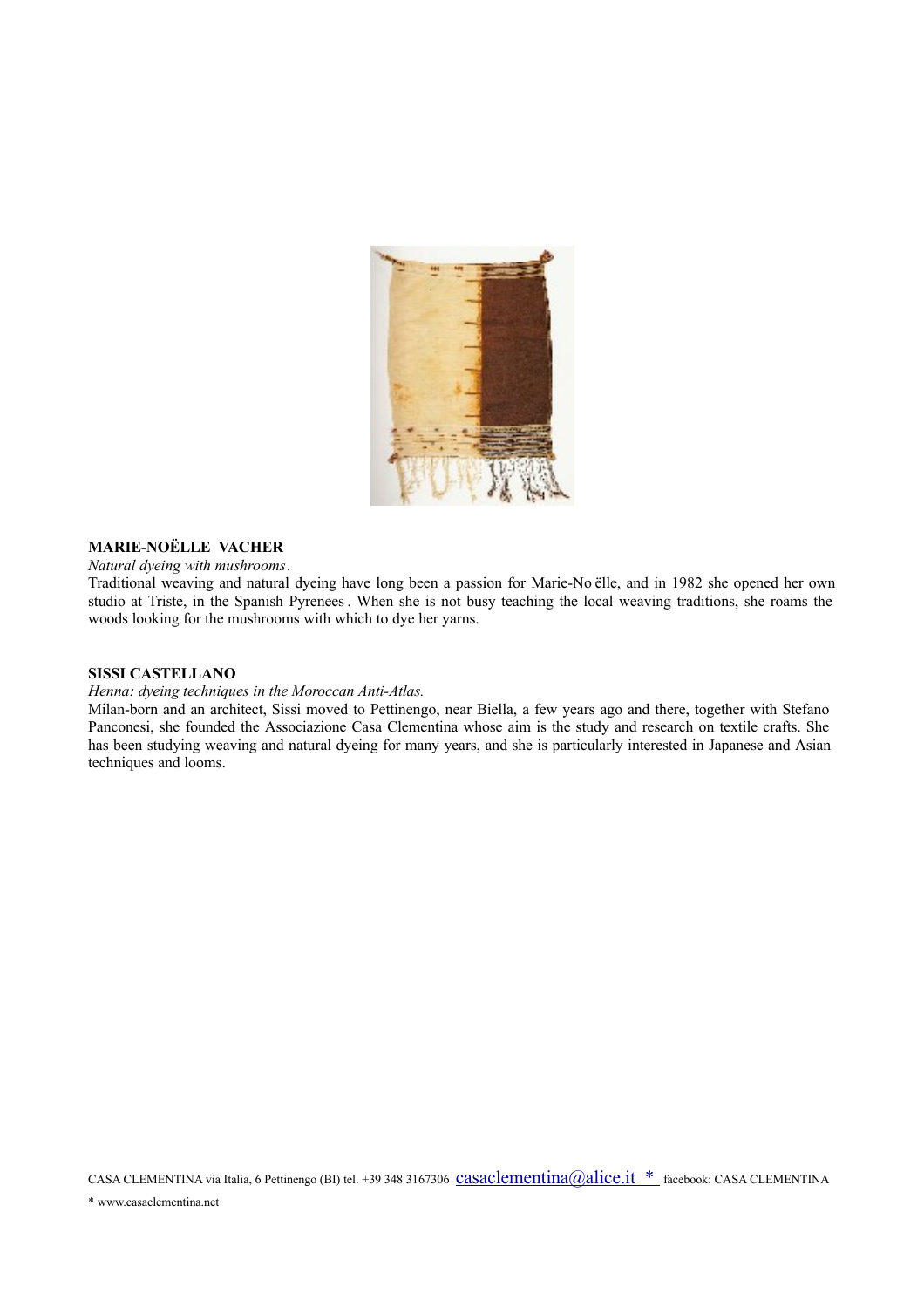**MARIE-NOËLLE VACHER**

*Natural dyeing with mushrooms*.

Traditional weaving and natural dyeing have long been a passion for Marie-Noëlle, and in 1982 she opened her own studio at Triste, in the Spanish Pyrenees. When she is not busy teaching the local weaving traditions, she roams the woods looking for the mushrooms with which to dye her yarns.

**SISSI CASTELLANO**

*Henna: dyeing techniques in the Moroccan Anti-Atlas.*

Milan-born and an architect, Sissi moved to Pettinengo, near Biella, a few years ago and there, together with Stefano Panconesi, she founded the Associazione Casa Clementina whose aim is the study and research on textile crafts. She has been studying weaving and natural dyeing for many years, and she is particularly interested in Japanese and Asian techniques and looms.

CASA CLEMENTINA via Italia, 6 Pettinengo (BI) tel. +39 348 3167306 casaclementina@alice.it * facebook: CASA CLEMENTINA

* www.casaclementina.net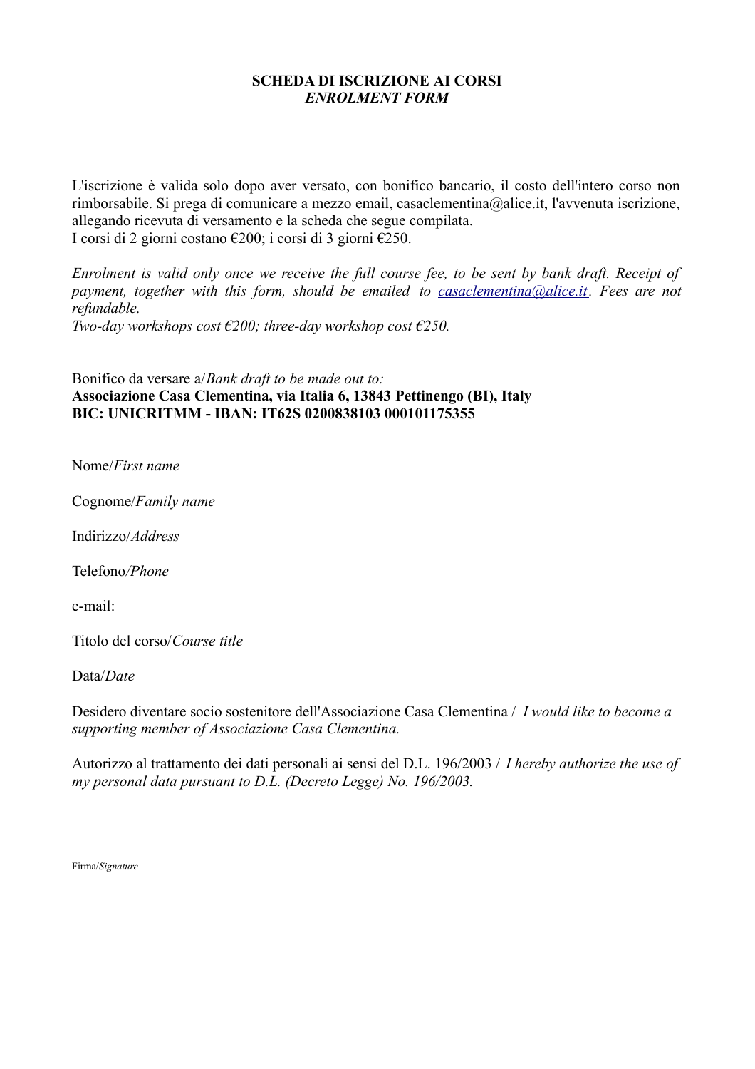**SCHEDA DI ISCRIZIONE AI CORSI**
***ENROLMENT FORM***

L'iscrizione è valida solo dopo aver versato, con bonifico bancario, il costo dell'intero corso non rimborsabile. Si prega di comunicare a mezzo email, casaclementina@alice.it, l'avvenuta iscrizione, allegando ricevuta di versamento e la scheda che segue compilata.
I corsi di 2 giorni costano €200; i corsi di 3 giorni €250.

*Enrolment is valid only once we receive the full course fee, to be sent by bank draft. Receipt of payment, together with this form, should be emailed to casaclementina@alice.it. Fees are not refundable.*
*Two-day workshops cost €200; three-day workshop cost €250.*

Bonifico da versare a/*Bank draft to be made out to:*
**Associazione Casa Clementina, via Italia 6, 13843 Pettinengo (BI), Italy**
**BIC: UNICRITMM - IBAN: IT62S 0200838103 000101175355**

Nome/*First name*

Cognome/*Family name*

Indirizzo/*Address*

Telefono/*Phone*

e-mail:

Titolo del corso/*Course title*

Data/*Date*

Desidero diventare socio sostenitore dell'Associazione Casa Clementina / *I would like to become a supporting member of Associazione Casa Clementina.*

Autorizzo al trattamento dei dati personali ai sensi del D.L. 196/2003 / *I hereby authorize the use of my personal data pursuant to D.L. (Decreto Legge) No. 196/2003.*

Firma/*Signature*